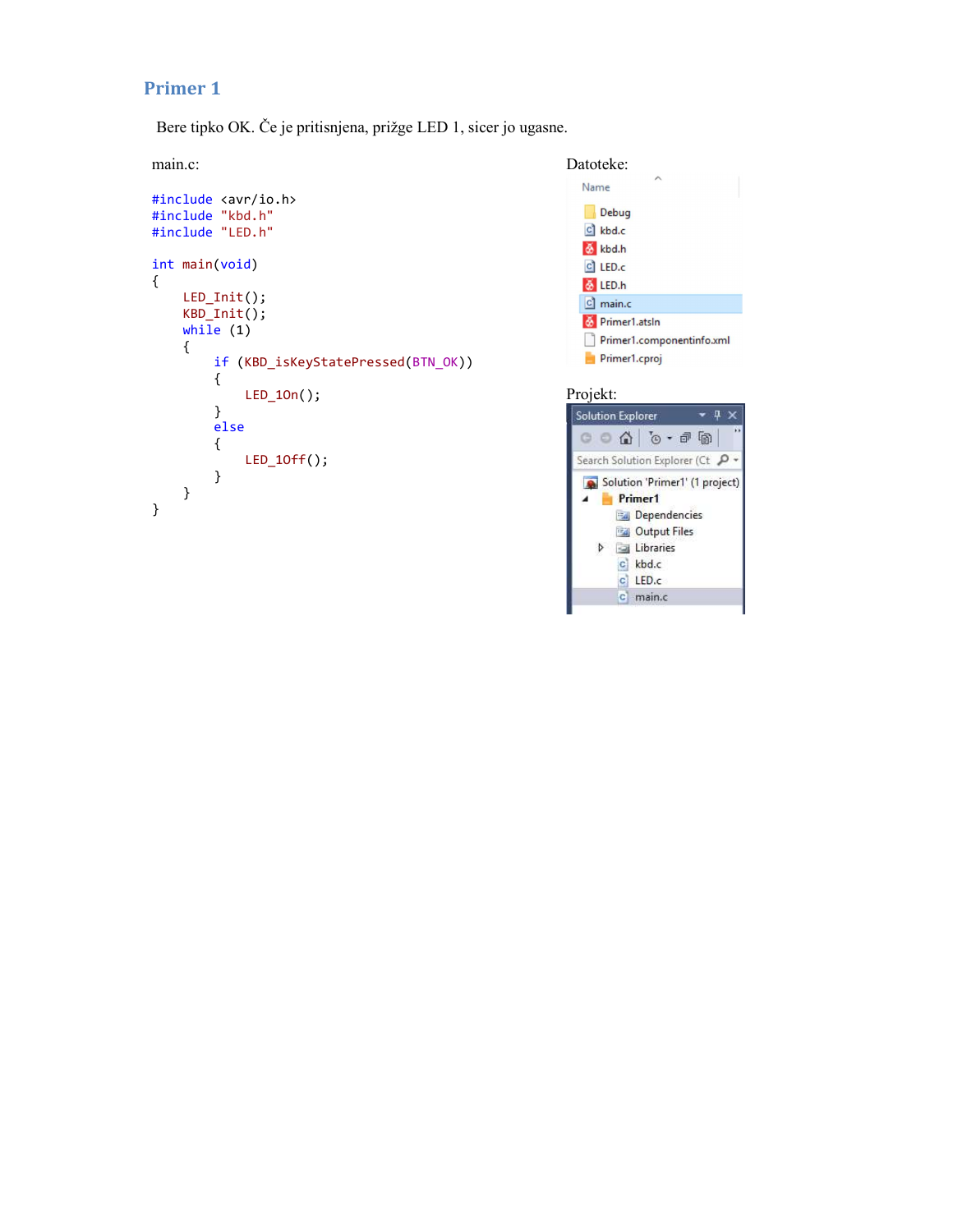## Primer 1

Bere tipko OK. Če je pritisnjena, prižge LED 1, sicer jo ugasne.

main.c:

```
#include <avr/io.h>
#include "kbd.h"
#include "LED.h"

int main(void)
{
    LED_Init();
    KBD_Init();
    while (1)
    {
        if (KBD_isKeyStatePressed(BTN_OK))
        {
            LED_1On();
        }
        else
        {
            LED_1Off();
        }
    }
}
```

Datoteke:

- Debug
- kbd.c
- kbd.h
- LED.c
- LED.h
- main.c
- Primer1.atsln
- Primer1.componentinfo.xml
- Primer1.cproj

Projekt:

- Solution 'Primer1' (1 project)
  - Primer1
    - Dependencies
    - Output Files
    - Libraries
    - kbd.c
    - LED.c
    - main.c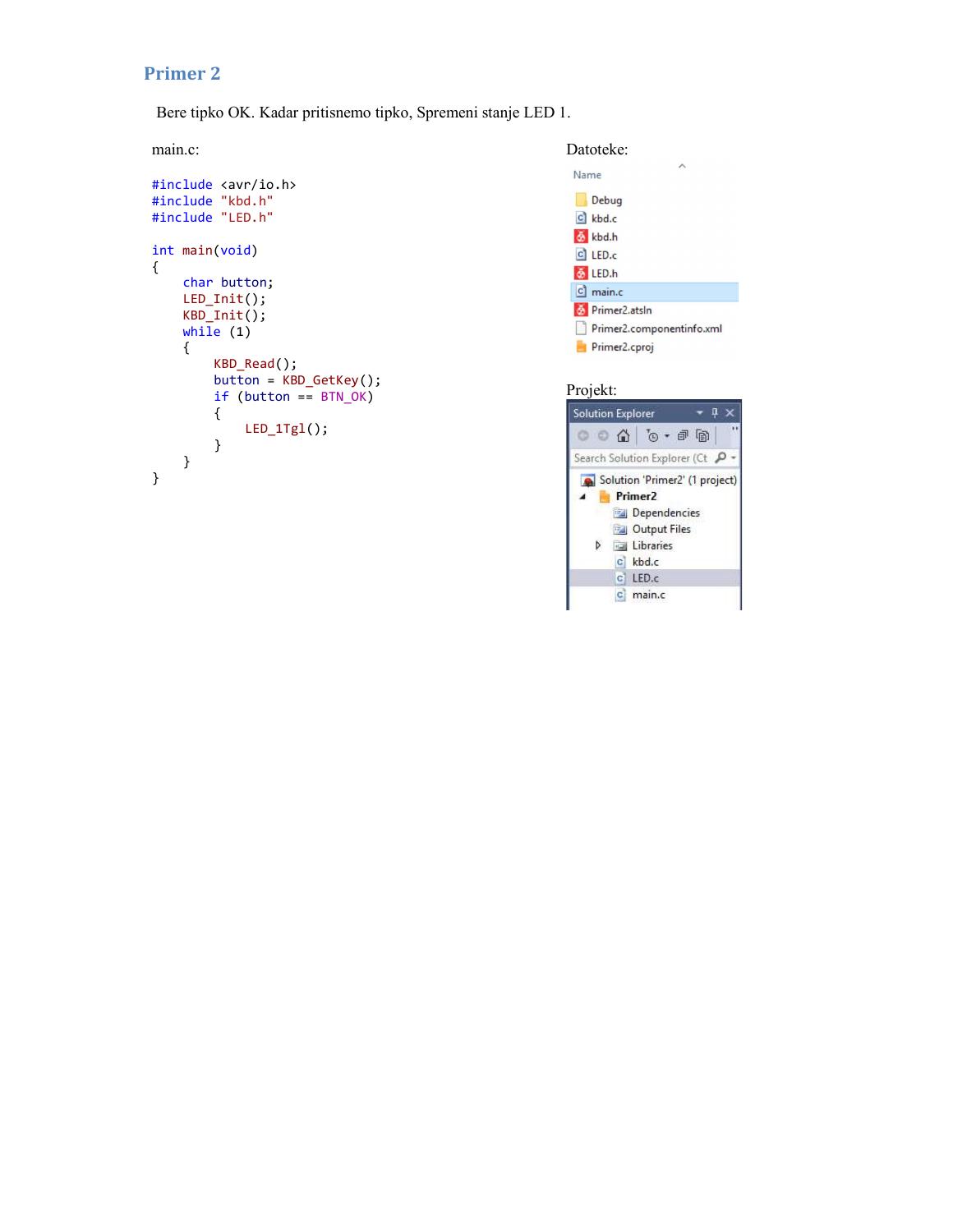## Primer 2

Bere tipko OK. Kadar pritisnemo tipko, Spremeni stanje LED 1.

main.c:

```
#include <avr/io.h>
#include "kbd.h"
#include "LED.h"

int main(void)
{
    char button;
    LED_Init();
    KBD_Init();
    while (1)
    {
        KBD_Read();
        button = KBD_GetKey();
        if (button == BTN_OK)
        {
            LED_1Tgl();
        }
    }
}
```

Datoteke:

Name
- Debug
- kbd.c
- kbd.h
- LED.c
- LED.h
- main.c
- Primer2.atsln
- Primer2.componentinfo.xml
- Primer2.cproj

Projekt:

Solution Explorer

Search Solution Explorer (Ct

- Solution 'Primer2' (1 project)
  - Primer2
    - Dependencies
    - Output Files
    - Libraries
    - kbd.c
    - LED.c
    - main.c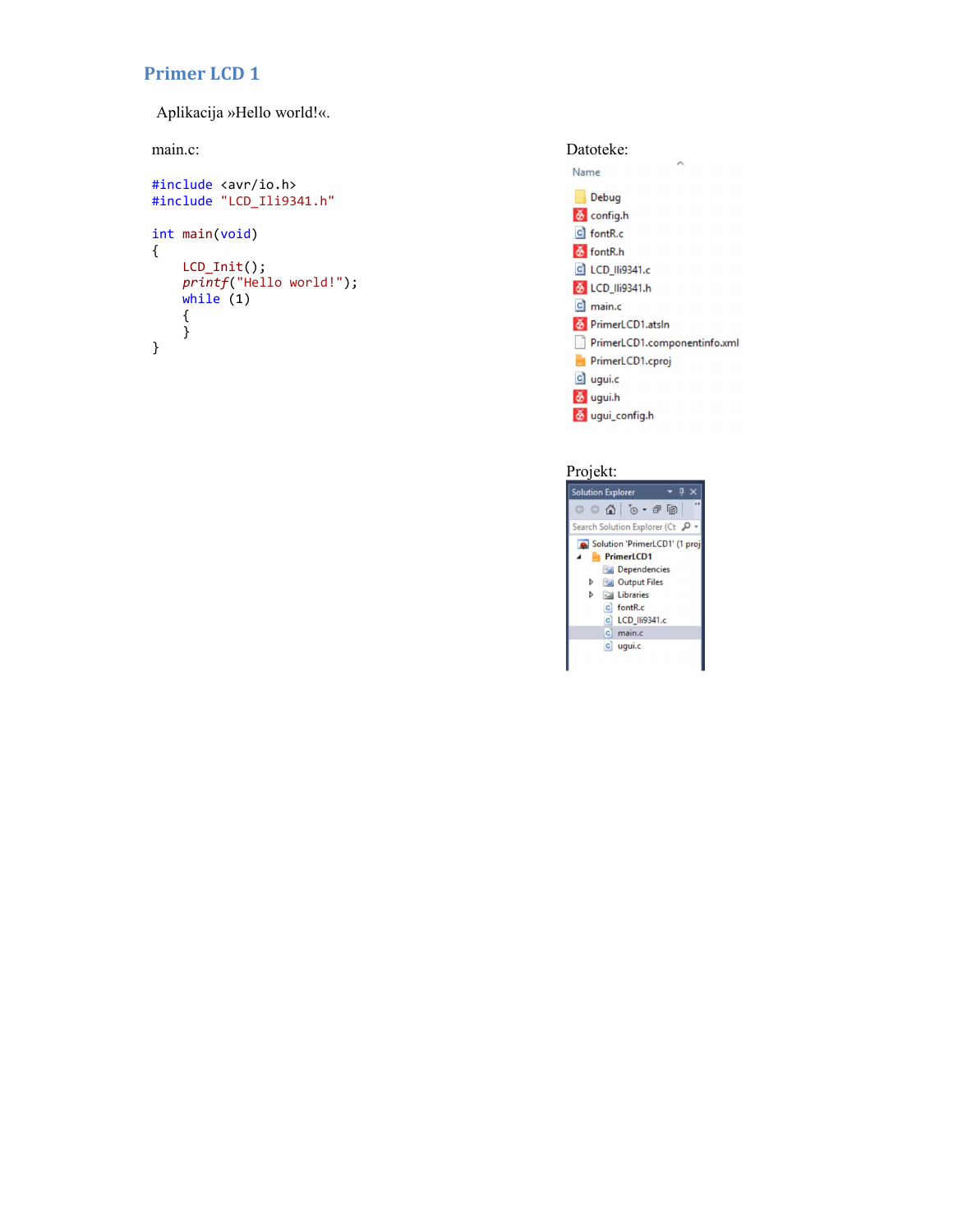## Primer LCD 1

Aplikacija »Hello world!«.

main.c:

```
#include <avr/io.h>
#include "LCD_Ili9341.h"

int main(void)
{
    LCD_Init();
    printf("Hello world!");
    while (1)
    {
    }
}
```

Datoteke:

- Debug
- config.h
- fontR.c
- fontR.h
- LCD_Ili9341.c
- LCD_Ili9341.h
- main.c
- PrimerLCD1.atsln
- PrimerLCD1.componentinfo.xml
- PrimerLCD1.cproj
- ugui.c
- ugui.h
- ugui_config.h

Projekt:

- Solution 'PrimerLCD1' (1 proj
  - PrimerLCD1
    - Dependencies
    - Output Files
    - Libraries
    - fontR.c
    - LCD_Ili9341.c
    - main.c
    - ugui.c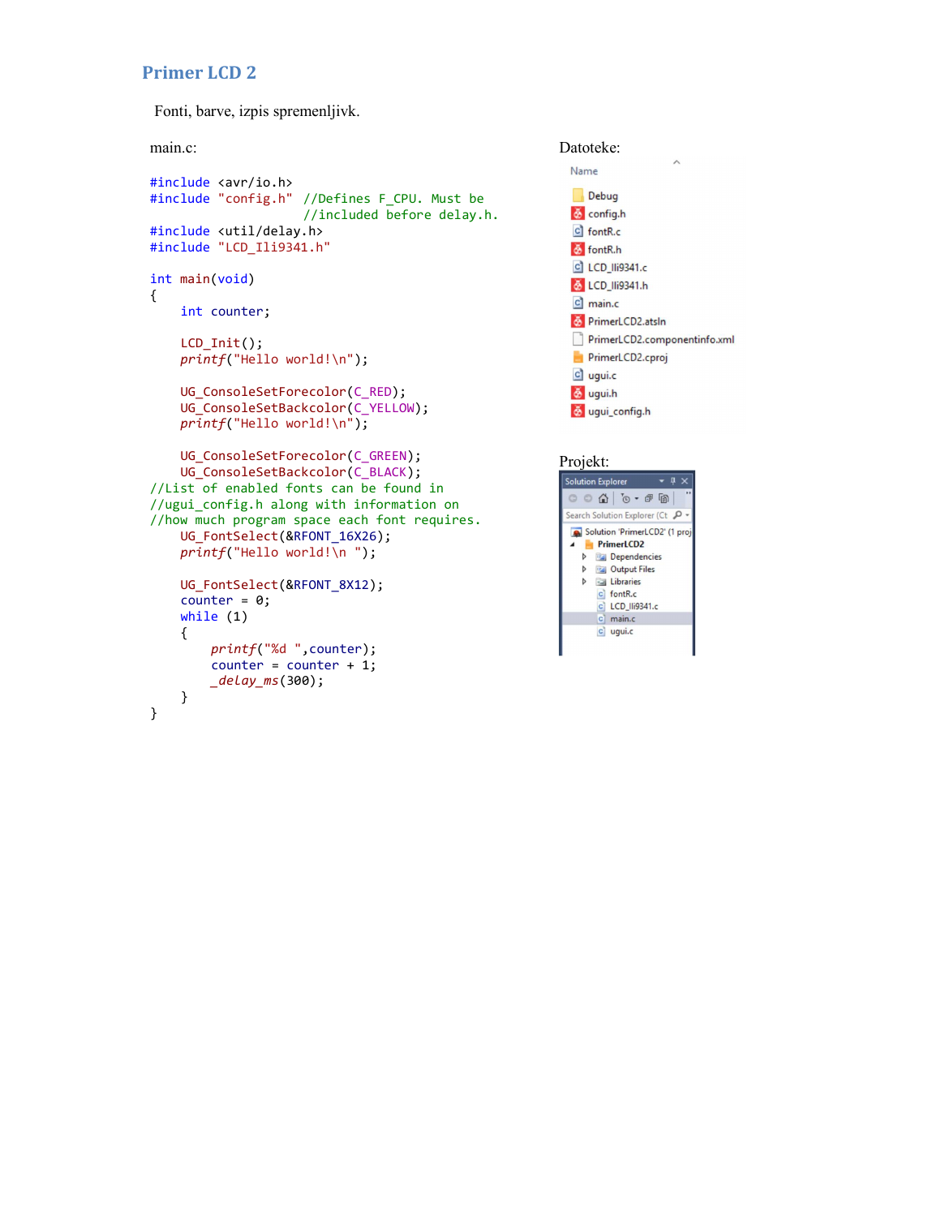## Primer LCD 2

Fonti, barve, izpis spremenljivk.

main.c:

```c
#include <avr/io.h>
#include "config.h"  //Defines F_CPU. Must be
                     //included before delay.h.
#include <util/delay.h>
#include "LCD_Ili9341.h"

int main(void)
{
    int counter;

    LCD_Init();
    printf("Hello world!\n");

    UG_ConsoleSetForecolor(C_RED);
    UG_ConsoleSetBackcolor(C_YELLOW);
    printf("Hello world!\n");

    UG_ConsoleSetForecolor(C_GREEN);
    UG_ConsoleSetBackcolor(C_BLACK);
//List of enabled fonts can be found in
//ugui_config.h along with information on
//how much program space each font requires.
    UG_FontSelect(&RFONT_16X26);
    printf("Hello world!\n ");

    UG_FontSelect(&RFONT_8X12);
    counter = 0;
    while (1)
    {
        printf("%d ",counter);
        counter = counter + 1;
        _delay_ms(300);
    }
}
```

Datoteke:

- Debug
- config.h
- fontR.c
- fontR.h
- LCD_Ili9341.c
- LCD_Ili9341.h
- main.c
- PrimerLCD2.atsln
- PrimerLCD2.componentinfo.xml
- PrimerLCD2.cproj
- ugui.c
- ugui.h
- ugui_config.h

Projekt:

- Solution 'PrimerLCD2' (1 proj
  - PrimerLCD2
    - Dependencies
    - Output Files
    - Libraries
    - fontR.c
    - LCD_Ili9341.c
    - main.c
    - ugui.c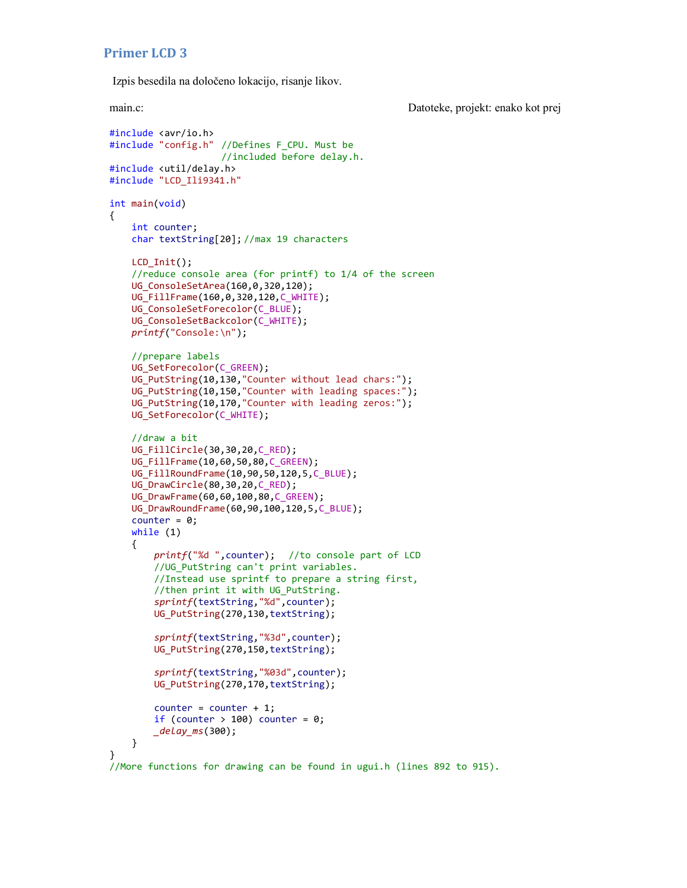## Primer LCD 3

Izpis besedila na določeno lokacijo, risanje likov.

main.c: Datoteke, projekt: enako kot prej

```
#include <avr/io.h>
#include "config.h"  //Defines F_CPU. Must be
                     //included before delay.h.
#include <util/delay.h>
#include "LCD_Ili9341.h"

int main(void)
{
    int counter;
    char textString[20]; //max 19 characters

    LCD_Init();
    //reduce console area (for printf) to 1/4 of the screen
    UG_ConsoleSetArea(160,0,320,120);
    UG_FillFrame(160,0,320,120,C_WHITE);
    UG_ConsoleSetForecolor(C_BLUE);
    UG_ConsoleSetBackcolor(C_WHITE);
    printf("Console:\n");

    //prepare labels
    UG_SetForecolor(C_GREEN);
    UG_PutString(10,130,"Counter without lead chars:");
    UG_PutString(10,150,"Counter with leading spaces:");
    UG_PutString(10,170,"Counter with leading zeros:");
    UG_SetForecolor(C_WHITE);

    //draw a bit
    UG_FillCircle(30,30,20,C_RED);
    UG_FillFrame(10,60,50,80,C_GREEN);
    UG_FillRoundFrame(10,90,50,120,5,C_BLUE);
    UG_DrawCircle(80,30,20,C_RED);
    UG_DrawFrame(60,60,100,80,C_GREEN);
    UG_DrawRoundFrame(60,90,100,120,5,C_BLUE);
    counter = 0;
    while (1)
    {
        printf("%d ",counter);   //to console part of LCD
        //UG_PutString can't print variables.
        //Instead use sprintf to prepare a string first,
        //then print it with UG_PutString.
        sprintf(textString,"%d",counter);
        UG_PutString(270,130,textString);

        sprintf(textString,"%3d",counter);
        UG_PutString(270,150,textString);

        sprintf(textString,"%03d",counter);
        UG_PutString(270,170,textString);

        counter = counter + 1;
        if (counter > 100) counter = 0;
        _delay_ms(300);
    }
}
//More functions for drawing can be found in ugui.h (lines 892 to 915).
```